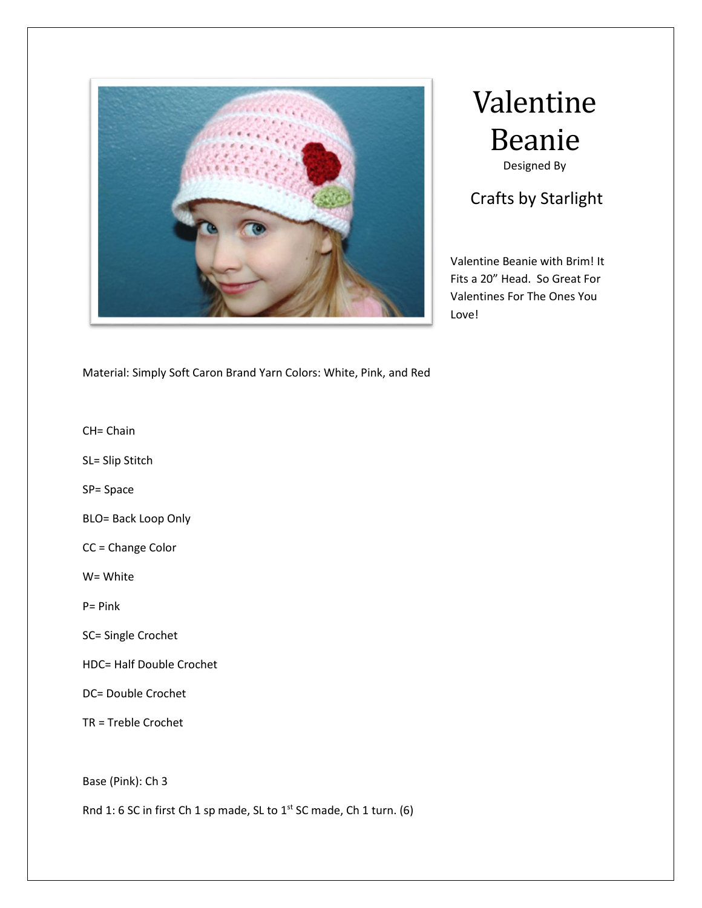# Valentine Beanie

Designed By

## Crafts by Starlight

Valentine Beanie with Brim! It Fits a 20" Head. So Great For Valentines For The Ones You Love!

Material: Simply Soft Caron Brand Yarn Colors: White, Pink, and Red

CH= Chain

SL= Slip Stitch

SP= Space

BLO= Back Loop Only

CC = Change Color

W= White

P= Pink

SC= Single Crochet

HDC= Half Double Crochet

DC= Double Crochet

TR = Treble Crochet

Base (Pink): Ch 3

Rnd 1: 6 SC in first Ch 1 sp made, SL to 1st SC made, Ch 1 turn. (6)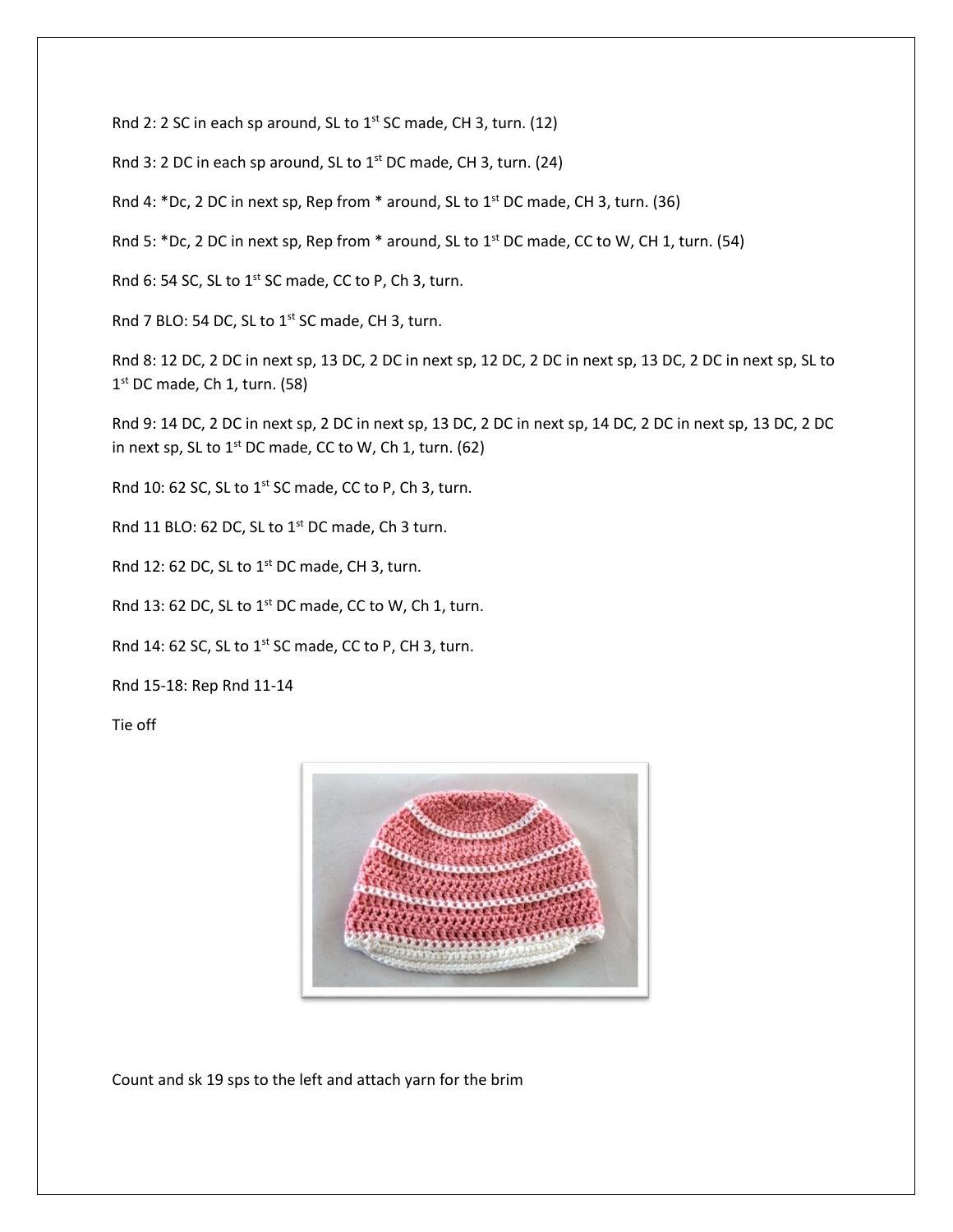Rnd 2: 2 SC in each sp around, SL to 1st SC made, CH 3, turn. (12)

Rnd 3: 2 DC in each sp around, SL to 1st DC made, CH 3, turn. (24)

Rnd 4: *Dc, 2 DC in next sp, Rep from * around, SL to 1st DC made, CH 3, turn. (36)

Rnd 5: *Dc, 2 DC in next sp, Rep from * around, SL to 1st DC made, CC to W, CH 1, turn. (54)

Rnd 6: 54 SC, SL to 1st SC made, CC to P, Ch 3, turn.

Rnd 7 BLO: 54 DC, SL to 1st SC made, CH 3, turn.

Rnd 8: 12 DC, 2 DC in next sp, 13 DC, 2 DC in next sp, 12 DC, 2 DC in next sp, 13 DC, 2 DC in next sp, SL to 1st DC made, Ch 1, turn. (58)

Rnd 9: 14 DC, 2 DC in next sp, 2 DC in next sp, 13 DC, 2 DC in next sp, 14 DC, 2 DC in next sp, 13 DC, 2 DC in next sp, SL to 1st DC made, CC to W, Ch 1, turn. (62)

Rnd 10: 62 SC, SL to 1st SC made, CC to P, Ch 3, turn.

Rnd 11 BLO: 62 DC, SL to 1st DC made, Ch 3 turn.

Rnd 12: 62 DC, SL to 1st DC made, CH 3, turn.

Rnd 13: 62 DC, SL to 1st DC made, CC to W, Ch 1, turn.

Rnd 14: 62 SC, SL to 1st SC made, CC to P, CH 3, turn.

Rnd 15-18: Rep Rnd 11-14

Tie off

Count and sk 19 sps to the left and attach yarn for the brim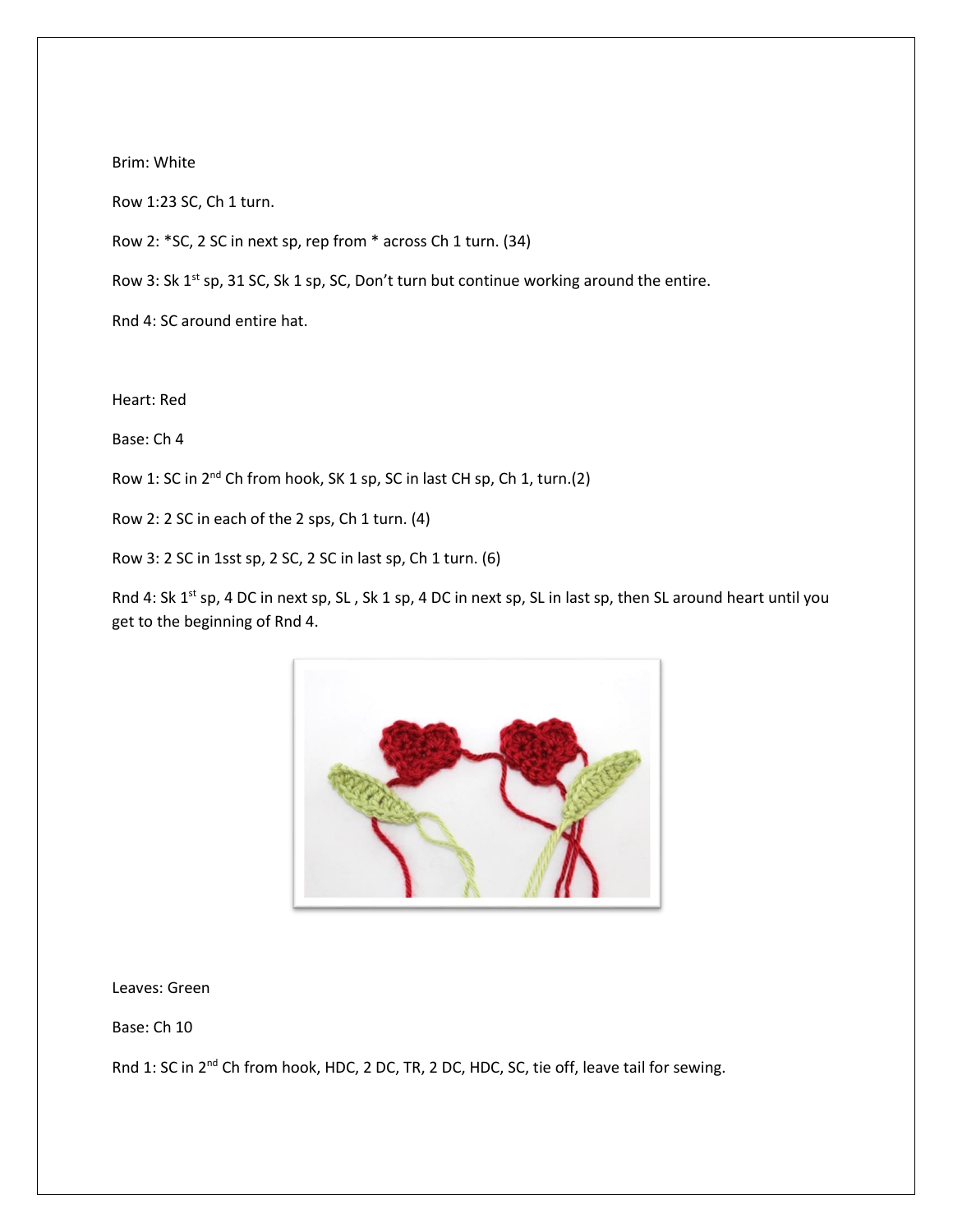Brim: White

Row 1:23 SC, Ch 1 turn.

Row 2: *SC, 2 SC in next sp, rep from * across Ch 1 turn. (34)

Row 3: Sk 1st sp, 31 SC, Sk 1 sp, SC, Don't turn but continue working around the entire.

Rnd 4: SC around entire hat.

Heart: Red

Base: Ch 4

Row 1: SC in 2nd Ch from hook, SK 1 sp, SC in last CH sp, Ch 1, turn.(2)

Row 2: 2 SC in each of the 2 sps, Ch 1 turn. (4)

Row 3: 2 SC in 1sst sp, 2 SC, 2 SC in last sp, Ch 1 turn. (6)

Rnd 4: Sk 1st sp, 4 DC in next sp, SL , Sk 1 sp, 4 DC in next sp, SL in last sp, then SL around heart until you get to the beginning of Rnd 4.

Leaves: Green

Base: Ch 10

Rnd 1: SC in 2nd Ch from hook, HDC, 2 DC, TR, 2 DC, HDC, SC, tie off, leave tail for sewing.